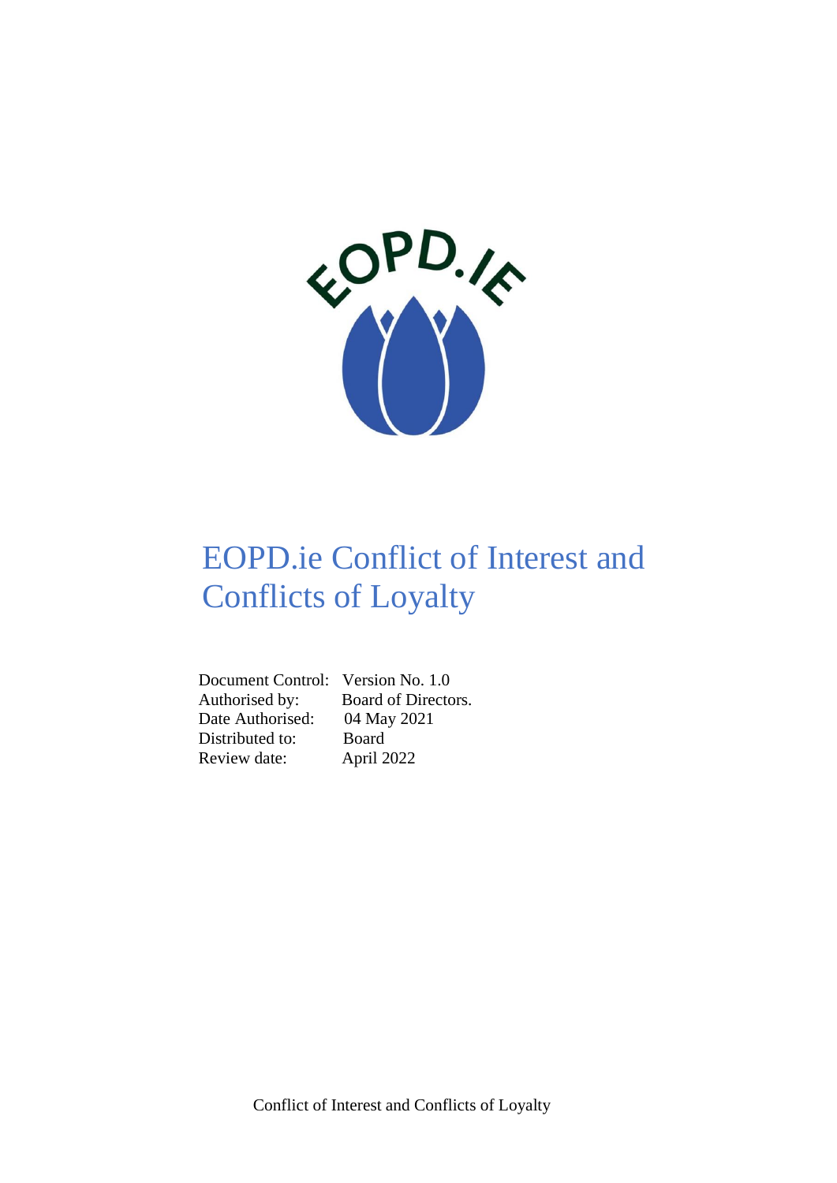# EOPD.ie Conflict of Interest and Conflicts of Loyalty

| | |
|---|---|
| Document Control: | Version No. 1.0 |
| Authorised by: | Board of Directors. |
| Date Authorised: | 04 May 2021 |
| Distributed to: | Board |
| Review date: | April 2022 |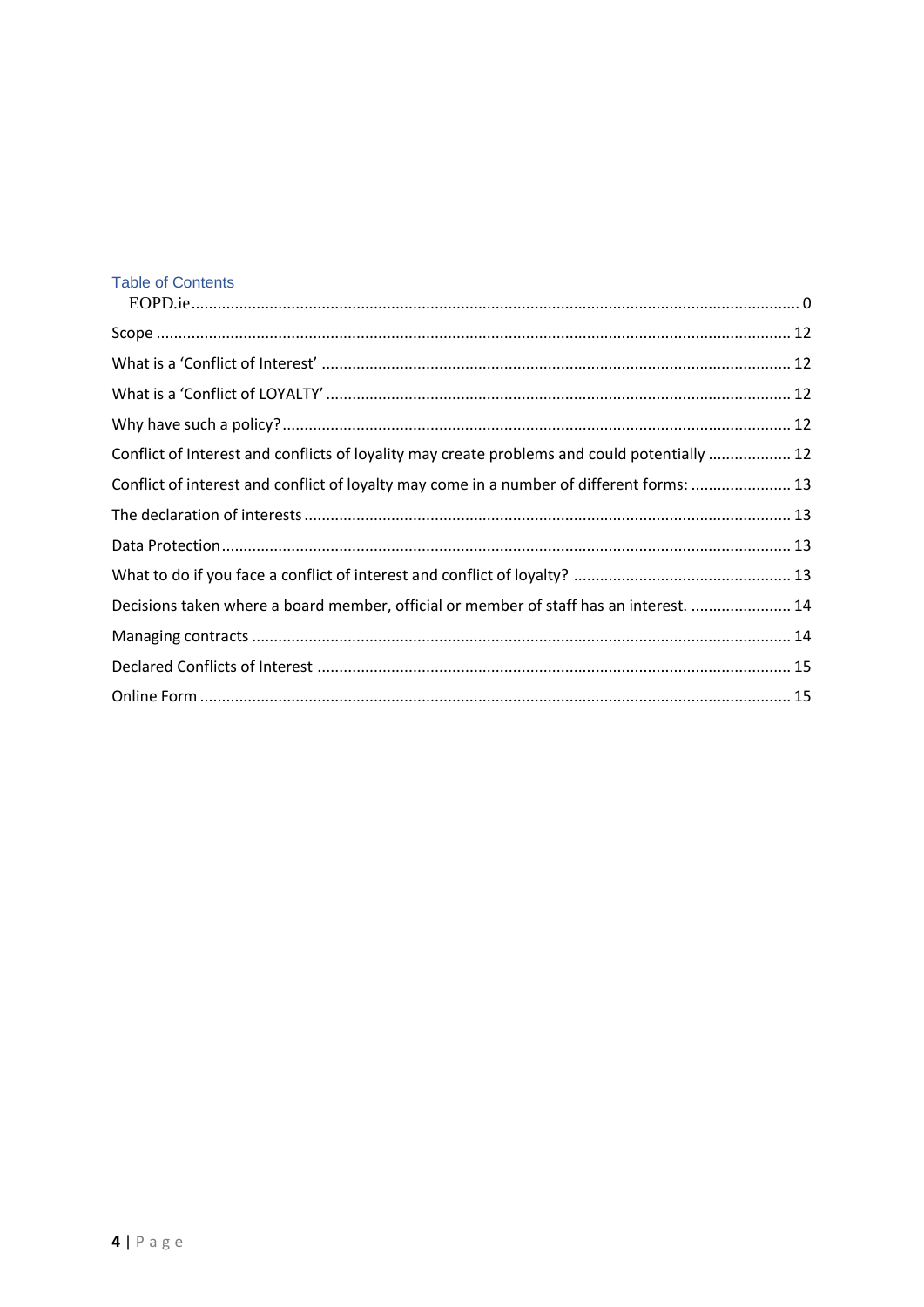## Table of Contents

EOPD.ie .......... 0

Scope .......... 12

What is a 'Conflict of Interest' .......... 12

What is a 'Conflict of LOYALTY' .......... 12

Why have such a policy? .......... 12

Conflict of Interest and conflicts of loyality may create problems and could potentially .......... 12

Conflict of interest and conflict of loyalty may come in a number of different forms: .......... 13

The declaration of interests .......... 13

Data Protection .......... 13

What to do if you face a conflict of interest and conflict of loyalty? .......... 13

Decisions taken where a board member, official or member of staff has an interest. .......... 14

Managing contracts .......... 14

Declared Conflicts of Interest .......... 15

Online Form .......... 15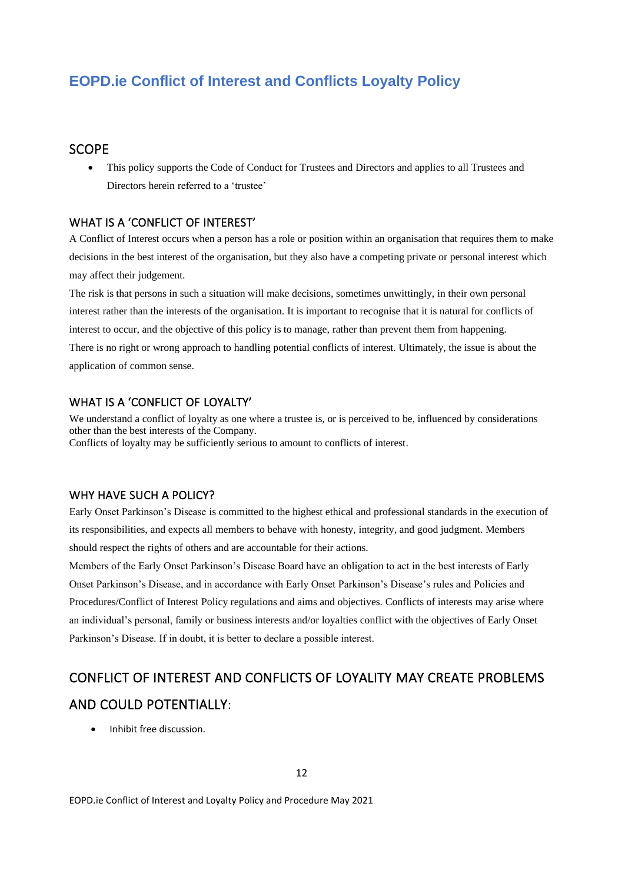# EOPD.ie Conflict of Interest and Conflicts Loyalty Policy

## SCOPE

- This policy supports the Code of Conduct for Trustees and Directors and applies to all Trustees and Directors herein referred to a 'trustee'

### WHAT IS A 'CONFLICT OF INTEREST'

A Conflict of Interest occurs when a person has a role or position within an organisation that requires them to make decisions in the best interest of the organisation, but they also have a competing private or personal interest which may affect their judgement.

The risk is that persons in such a situation will make decisions, sometimes unwittingly, in their own personal interest rather than the interests of the organisation. It is important to recognise that it is natural for conflicts of interest to occur, and the objective of this policy is to manage, rather than prevent them from happening.

There is no right or wrong approach to handling potential conflicts of interest. Ultimately, the issue is about the application of common sense.

### WHAT IS A 'CONFLICT OF LOYALTY'

We understand a conflict of loyalty as one where a trustee is, or is perceived to be, influenced by considerations other than the best interests of the Company.

Conflicts of loyalty may be sufficiently serious to amount to conflicts of interest.

### WHY HAVE SUCH A POLICY?

Early Onset Parkinson's Disease is committed to the highest ethical and professional standards in the execution of its responsibilities, and expects all members to behave with honesty, integrity, and good judgment. Members should respect the rights of others and are accountable for their actions.

Members of the Early Onset Parkinson's Disease Board have an obligation to act in the best interests of Early Onset Parkinson's Disease, and in accordance with Early Onset Parkinson's Disease's rules and Policies and Procedures/Conflict of Interest Policy regulations and aims and objectives. Conflicts of interests may arise where an individual's personal, family or business interests and/or loyalties conflict with the objectives of Early Onset Parkinson's Disease. If in doubt, it is better to declare a possible interest.

## CONFLICT OF INTEREST AND CONFLICTS OF LOYALITY MAY CREATE PROBLEMS AND COULD POTENTIALLY:

- Inhibit free discussion.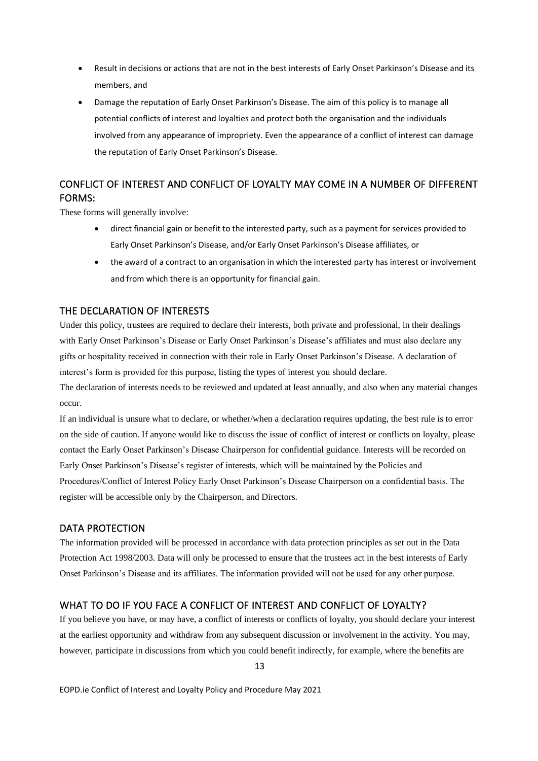- Result in decisions or actions that are not in the best interests of Early Onset Parkinson's Disease and its members, and
- Damage the reputation of Early Onset Parkinson's Disease. The aim of this policy is to manage all potential conflicts of interest and loyalties and protect both the organisation and the individuals involved from any appearance of impropriety. Even the appearance of a conflict of interest can damage the reputation of Early Onset Parkinson's Disease.

## CONFLICT OF INTEREST AND CONFLICT OF LOYALTY MAY COME IN A NUMBER OF DIFFERENT FORMS:

These forms will generally involve:

- direct financial gain or benefit to the interested party, such as a payment for services provided to Early Onset Parkinson's Disease, and/or Early Onset Parkinson's Disease affiliates, or
- the award of a contract to an organisation in which the interested party has interest or involvement and from which there is an opportunity for financial gain.

## THE DECLARATION OF INTERESTS

Under this policy, trustees are required to declare their interests, both private and professional, in their dealings with Early Onset Parkinson's Disease or Early Onset Parkinson's Disease's affiliates and must also declare any gifts or hospitality received in connection with their role in Early Onset Parkinson's Disease. A declaration of interest's form is provided for this purpose, listing the types of interest you should declare.

The declaration of interests needs to be reviewed and updated at least annually, and also when any material changes occur.

If an individual is unsure what to declare, or whether/when a declaration requires updating, the best rule is to error on the side of caution. If anyone would like to discuss the issue of conflict of interest or conflicts on loyalty, please contact the Early Onset Parkinson's Disease Chairperson for confidential guidance. Interests will be recorded on Early Onset Parkinson's Disease's register of interests, which will be maintained by the Policies and Procedures/Conflict of Interest Policy Early Onset Parkinson's Disease Chairperson on a confidential basis. The register will be accessible only by the Chairperson, and Directors.

## DATA PROTECTION

The information provided will be processed in accordance with data protection principles as set out in the Data Protection Act 1998/2003. Data will only be processed to ensure that the trustees act in the best interests of Early Onset Parkinson's Disease and its affiliates. The information provided will not be used for any other purpose.

## WHAT TO DO IF YOU FACE A CONFLICT OF INTEREST AND CONFLICT OF LOYALTY?

If you believe you have, or may have, a conflict of interests or conflicts of loyalty, you should declare your interest at the earliest opportunity and withdraw from any subsequent discussion or involvement in the activity. You may, however, participate in discussions from which you could benefit indirectly, for example, where the benefits are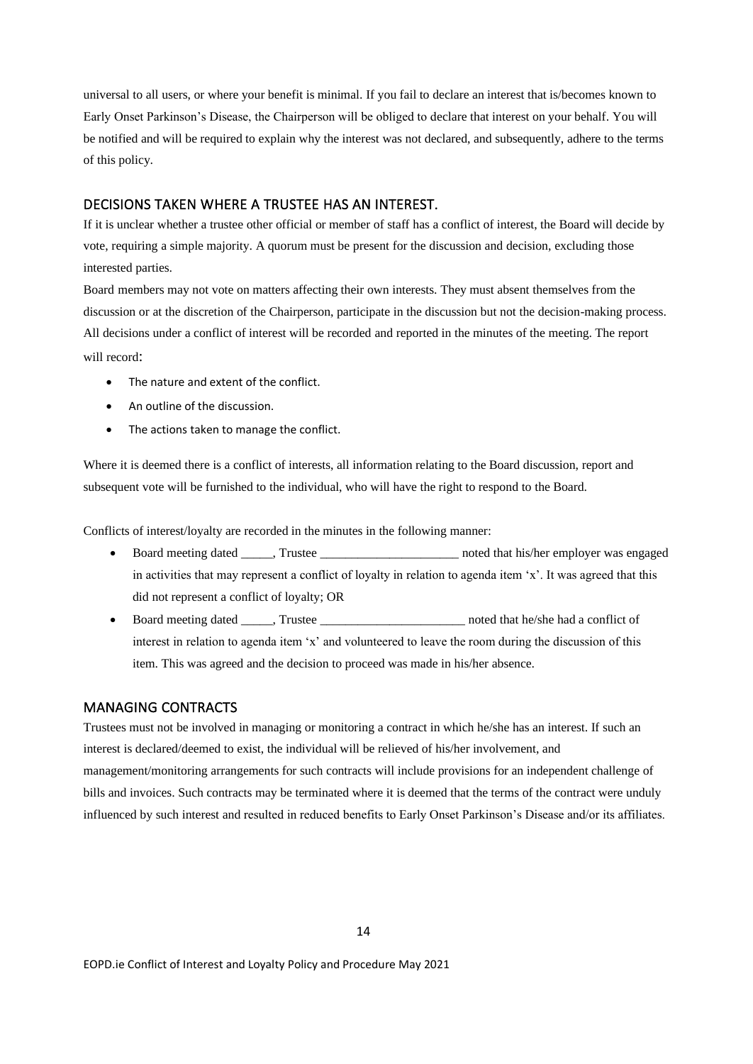universal to all users, or where your benefit is minimal. If you fail to declare an interest that is/becomes known to Early Onset Parkinson's Disease, the Chairperson will be obliged to declare that interest on your behalf. You will be notified and will be required to explain why the interest was not declared, and subsequently, adhere to the terms of this policy.

## DECISIONS TAKEN WHERE A TRUSTEE HAS AN INTEREST.

If it is unclear whether a trustee other official or member of staff has a conflict of interest, the Board will decide by vote, requiring a simple majority. A quorum must be present for the discussion and decision, excluding those interested parties.

Board members may not vote on matters affecting their own interests. They must absent themselves from the discussion or at the discretion of the Chairperson, participate in the discussion but not the decision-making process. All decisions under a conflict of interest will be recorded and reported in the minutes of the meeting. The report will record:

- The nature and extent of the conflict.
- An outline of the discussion.
- The actions taken to manage the conflict.

Where it is deemed there is a conflict of interests, all information relating to the Board discussion, report and subsequent vote will be furnished to the individual, who will have the right to respond to the Board.

Conflicts of interest/loyalty are recorded in the minutes in the following manner:

- Board meeting dated _____, Trustee ______________________ noted that his/her employer was engaged in activities that may represent a conflict of loyalty in relation to agenda item 'x'. It was agreed that this did not represent a conflict of loyalty; OR
- Board meeting dated _____, Trustee _______________________ noted that he/she had a conflict of interest in relation to agenda item 'x' and volunteered to leave the room during the discussion of this item. This was agreed and the decision to proceed was made in his/her absence.

## MANAGING CONTRACTS

Trustees must not be involved in managing or monitoring a contract in which he/she has an interest. If such an interest is declared/deemed to exist, the individual will be relieved of his/her involvement, and management/monitoring arrangements for such contracts will include provisions for an independent challenge of bills and invoices. Such contracts may be terminated where it is deemed that the terms of the contract were unduly influenced by such interest and resulted in reduced benefits to Early Onset Parkinson's Disease and/or its affiliates.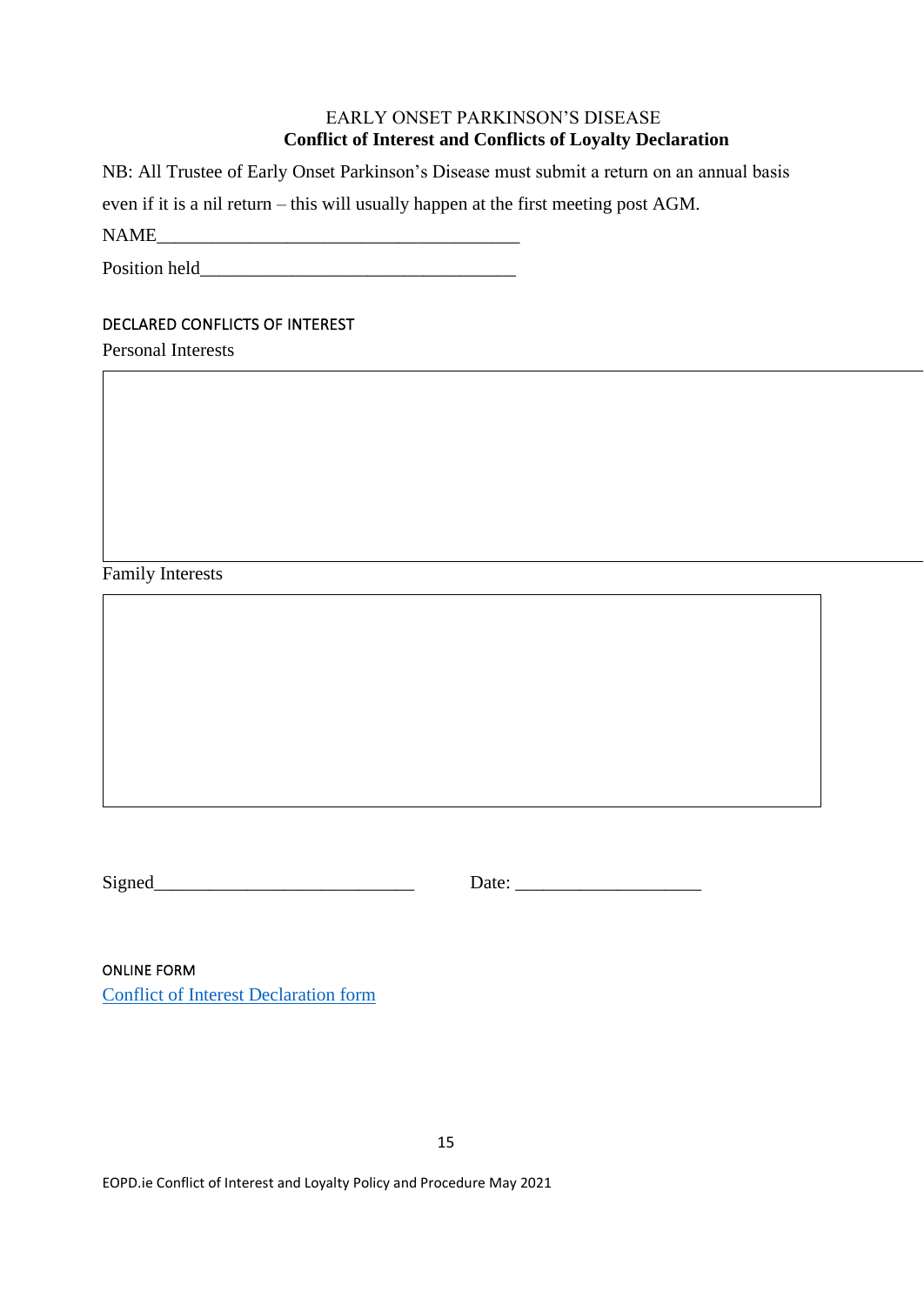EARLY ONSET PARKINSON'S DISEASE

**Conflict of Interest and Conflicts of Loyalty Declaration**

NB: All Trustee of Early Onset Parkinson's Disease must submit a return on an annual basis even if it is a nil return – this will usually happen at the first meeting post AGM.

NAME_______________________________________

Position held_________________________________

DECLARED CONFLICTS OF INTEREST

Personal Interests

Family Interests

Signed____________________________ Date: ____________________

ONLINE FORM

[Conflict of Interest Declaration form]